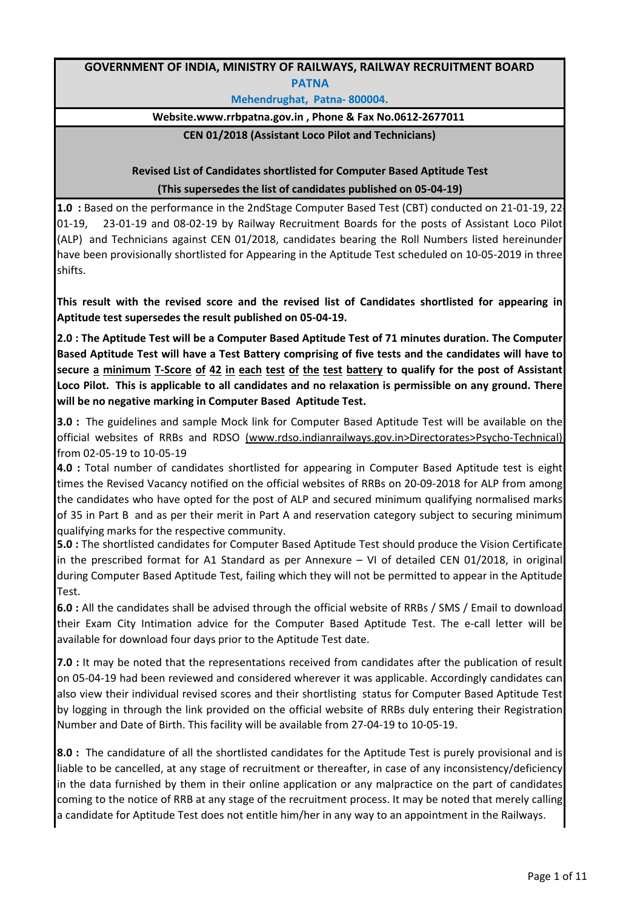# GOVERNMENT OF INDIA, MINISTRY OF RAILWAYS, RAILWAY RECRUITMENT BOARD

## PATNA

**Mehendrughat, Patna- 800004.**

**Website.www.rrbpatna.gov.in , Phone & Fax No.0612-2677011**

**CEN 01/2018 (Assistant Loco Pilot and Technicians)**

### Revised List of Candidates shortlisted for Computer Based Aptitude Test

**(This supersedes the list of candidates published on 05-04-19)**

**1.0 :** Based on the performance in the 2ndStage Computer Based Test (CBT) conducted on 21-01-19, 22-01-19, 23-01-19 and 08-02-19 by Railway Recruitment Boards for the posts of Assistant Loco Pilot (ALP) and Technicians against CEN 01/2018, candidates bearing the Roll Numbers listed hereinunder have been provisionally shortlisted for Appearing in the Aptitude Test scheduled on 10-05-2019 in three shifts.

**This result with the revised score and the revised list of Candidates shortlisted for appearing in Aptitude test supersedes the result published on 05-04-19.**

**2.0 : The Aptitude Test will be a Computer Based Aptitude Test of 71 minutes duration. The Computer Based Aptitude Test will have a Test Battery comprising of five tests and the candidates will have to secure a minimum T-Score of 42 in each test of the test battery to qualify for the post of Assistant Loco Pilot. This is applicable to all candidates and no relaxation is permissible on any ground. There will be no negative marking in Computer Based Aptitude Test.**

**3.0 :** The guidelines and sample Mock link for Computer Based Aptitude Test will be available on the official websites of RRBs and RDSO (www.rdso.indianrailways.gov.in>Directorates>Psycho-Technical) from 02-05-19 to 10-05-19

**4.0 :** Total number of candidates shortlisted for appearing in Computer Based Aptitude test is eight times the Revised Vacancy notified on the official websites of RRBs on 20-09-2018 for ALP from among the candidates who have opted for the post of ALP and secured minimum qualifying normalised marks of 35 in Part B and as per their merit in Part A and reservation category subject to securing minimum qualifying marks for the respective community.

**5.0 :** The shortlisted candidates for Computer Based Aptitude Test should produce the Vision Certificate in the prescribed format for A1 Standard as per Annexure – VI of detailed CEN 01/2018, in original during Computer Based Aptitude Test, failing which they will not be permitted to appear in the Aptitude Test.

**6.0 :** All the candidates shall be advised through the official website of RRBs / SMS / Email to download their Exam City Intimation advice for the Computer Based Aptitude Test. The e-call letter will be available for download four days prior to the Aptitude Test date.

**7.0 :** It may be noted that the representations received from candidates after the publication of result on 05-04-19 had been reviewed and considered wherever it was applicable. Accordingly candidates can also view their individual revised scores and their shortlisting status for Computer Based Aptitude Test by logging in through the link provided on the official website of RRBs duly entering their Registration Number and Date of Birth. This facility will be available from 27-04-19 to 10-05-19.

**8.0 :** The candidature of all the shortlisted candidates for the Aptitude Test is purely provisional and is liable to be cancelled, at any stage of recruitment or thereafter, in case of any inconsistency/deficiency in the data furnished by them in their online application or any malpractice on the part of candidates coming to the notice of RRB at any stage of the recruitment process. It may be noted that merely calling a candidate for Aptitude Test does not entitle him/her in any way to an appointment in the Railways.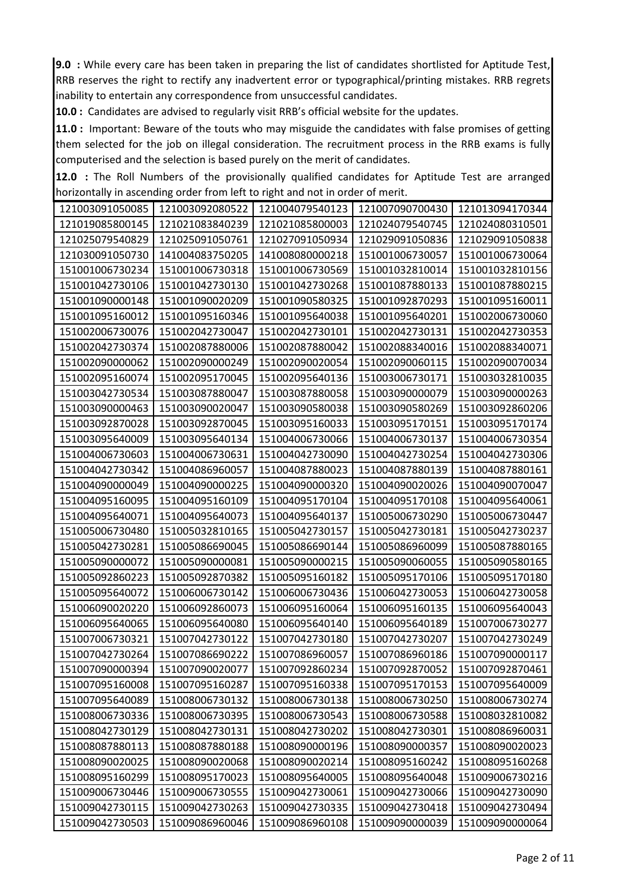**9.0 :** While every care has been taken in preparing the list of candidates shortlisted for Aptitude Test, RRB reserves the right to rectify any inadvertent error or typographical/printing mistakes. RRB regrets inability to entertain any correspondence from unsuccessful candidates.

**10.0 :** Candidates are advised to regularly visit RRB's official website for the updates.

**11.0 :** Important: Beware of the touts who may misguide the candidates with false promises of getting them selected for the job on illegal consideration. The recruitment process in the RRB exams is fully computerised and the selection is based purely on the merit of candidates.

**12.0 :** The Roll Numbers of the provisionally qualified candidates for Aptitude Test are arranged horizontally in ascending order from left to right and not in order of merit.

| | | | | |
|---|---|---|---|---|
| 121003091050085 | 121003092080522 | 121004079540123 | 121007090700430 | 121013094170344 |
| 121019085800145 | 121021083840239 | 121021085800003 | 121024079540745 | 121024080310501 |
| 121025079540829 | 121025091050761 | 121027091050934 | 121029091050836 | 121029091050838 |
| 121030091050730 | 141004083750205 | 141008080000218 | 151001006730057 | 151001006730064 |
| 151001006730234 | 151001006730318 | 151001006730569 | 151001032810014 | 151001032810156 |
| 151001042730106 | 151001042730130 | 151001042730268 | 151001087880133 | 151001087880215 |
| 151001090000148 | 151001090020209 | 151001090580325 | 151001092870293 | 151001095160011 |
| 151001095160012 | 151001095160346 | 151001095640038 | 151001095640201 | 151002006730060 |
| 151002006730076 | 151002042730047 | 151002042730101 | 151002042730131 | 151002042730353 |
| 151002042730374 | 151002087880006 | 151002087880042 | 151002088340016 | 151002088340071 |
| 151002090000062 | 151002090000249 | 151002090020054 | 151002090060115 | 151002090070034 |
| 151002095160074 | 151002095170045 | 151002095640136 | 151003006730171 | 151003032810035 |
| 151003042730534 | 151003087880047 | 151003087880058 | 151003090000079 | 151003090000263 |
| 151003090000463 | 151003090020047 | 151003090580038 | 151003090580269 | 151003092860206 |
| 151003092870028 | 151003092870045 | 151003095160033 | 151003095170151 | 151003095170174 |
| 151003095640009 | 151003095640134 | 151004006730066 | 151004006730137 | 151004006730354 |
| 151004006730603 | 151004006730631 | 151004042730090 | 151004042730254 | 151004042730306 |
| 151004042730342 | 151004086960057 | 151004087880023 | 151004087880139 | 151004087880161 |
| 151004090000049 | 151004090000225 | 151004090000320 | 151004090020026 | 151004090070047 |
| 151004095160095 | 151004095160109 | 151004095170104 | 151004095170108 | 151004095640061 |
| 151004095640071 | 151004095640073 | 151004095640137 | 151005006730290 | 151005006730447 |
| 151005006730480 | 151005032810165 | 151005042730157 | 151005042730181 | 151005042730237 |
| 151005042730281 | 151005086690045 | 151005086690144 | 151005086960099 | 151005087880165 |
| 151005090000072 | 151005090000081 | 151005090000215 | 151005090060055 | 151005090580165 |
| 151005092860223 | 151005092870382 | 151005095160182 | 151005095170106 | 151005095170180 |
| 151005095640072 | 151006006730142 | 151006006730436 | 151006042730053 | 151006042730058 |
| 151006090020220 | 151006092860073 | 151006095160064 | 151006095160135 | 151006095640043 |
| 151006095640065 | 151006095640080 | 151006095640140 | 151006095640189 | 151007006730277 |
| 151007006730321 | 151007042730122 | 151007042730180 | 151007042730207 | 151007042730249 |
| 151007042730264 | 151007086690222 | 151007086960057 | 151007086960186 | 151007090000117 |
| 151007090000394 | 151007090020077 | 151007092860234 | 151007092870052 | 151007092870461 |
| 151007095160008 | 151007095160287 | 151007095160338 | 151007095170153 | 151007095640009 |
| 151007095640089 | 151008006730132 | 151008006730138 | 151008006730250 | 151008006730274 |
| 151008006730336 | 151008006730395 | 151008006730543 | 151008006730588 | 151008032810082 |
| 151008042730129 | 151008042730131 | 151008042730202 | 151008042730301 | 151008086960031 |
| 151008087880113 | 151008087880188 | 151008090000196 | 151008090000357 | 151008090020023 |
| 151008090020025 | 151008090020068 | 151008090020214 | 151008095160242 | 151008095160268 |
| 151008095160299 | 151008095170023 | 151008095640005 | 151008095640048 | 151009006730216 |
| 151009006730446 | 151009006730555 | 151009042730061 | 151009042730066 | 151009042730090 |
| 151009042730115 | 151009042730263 | 151009042730335 | 151009042730418 | 151009042730494 |
| 151009042730503 | 151009086960046 | 151009086960108 | 151009090000039 | 151009090000064 |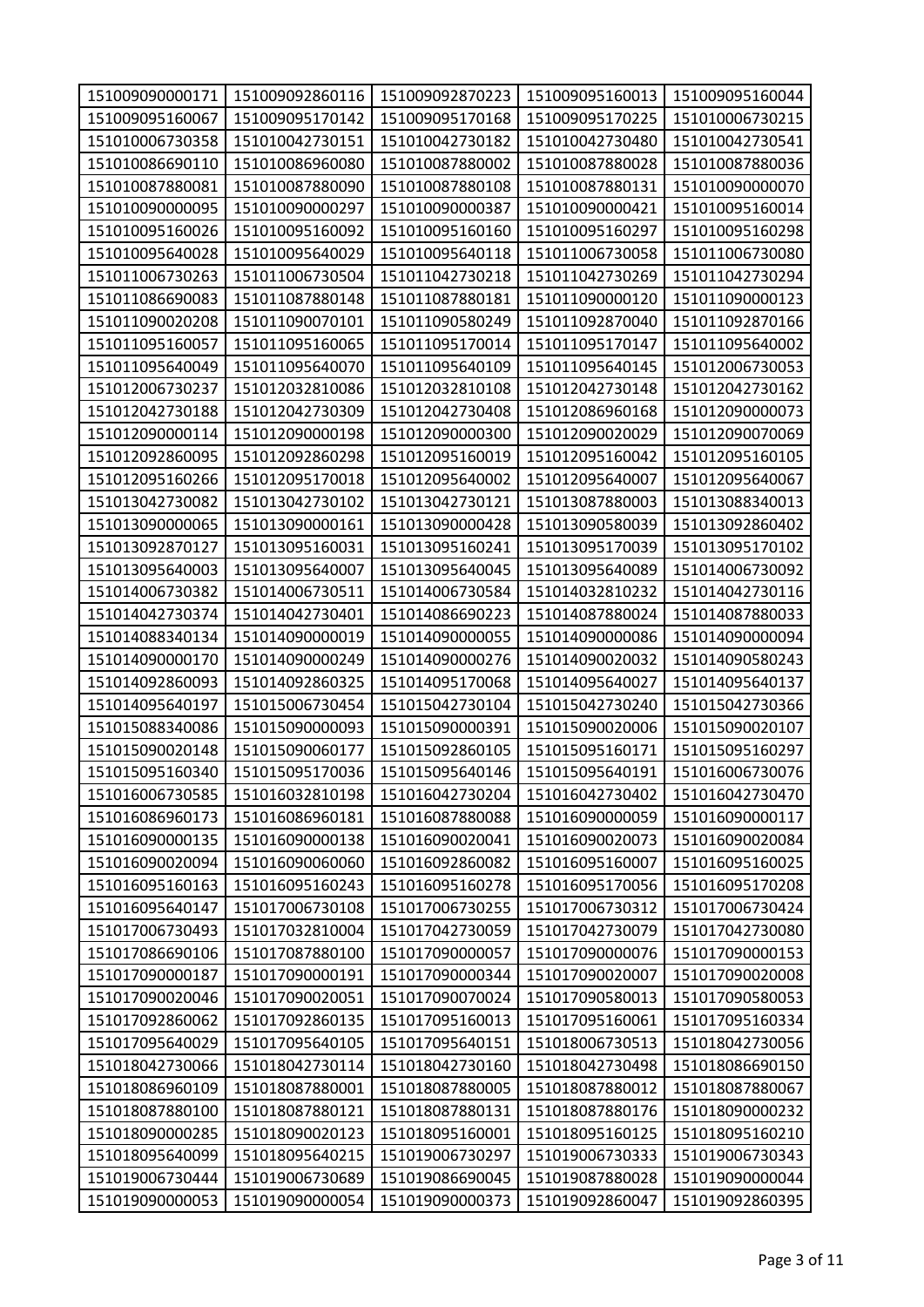| | | | | |
|---|---|---|---|---|
| 151009090000171 | 151009092860116 | 151009092870223 | 151009095160013 | 151009095160044 |
| 151009095160067 | 151009095170142 | 151009095170168 | 151009095170225 | 151010006730215 |
| 151010006730358 | 151010042730151 | 151010042730182 | 151010042730480 | 151010042730541 |
| 151010086690110 | 151010086960080 | 151010087880002 | 151010087880028 | 151010087880036 |
| 151010087880081 | 151010087880090 | 151010087880108 | 151010087880131 | 151010090000070 |
| 151010090000095 | 151010090000297 | 151010090000387 | 151010090000421 | 151010095160014 |
| 151010095160026 | 151010095160092 | 151010095160160 | 151010095160297 | 151010095160298 |
| 151010095640028 | 151010095640029 | 151010095640118 | 151011006730058 | 151011006730080 |
| 151011006730263 | 151011006730504 | 151011042730218 | 151011042730269 | 151011042730294 |
| 151011086690083 | 151011087880148 | 151011087880181 | 151011090000120 | 151011090000123 |
| 151011090020208 | 151011090070101 | 151011090580249 | 151011092870040 | 151011092870166 |
| 151011095160057 | 151011095160065 | 151011095170014 | 151011095170147 | 151011095640002 |
| 151011095640049 | 151011095640070 | 151011095640109 | 151011095640145 | 151012006730053 |
| 151012006730237 | 151012032810086 | 151012032810108 | 151012042730148 | 151012042730162 |
| 151012042730188 | 151012042730309 | 151012042730408 | 151012086960168 | 151012090000073 |
| 151012090000114 | 151012090000198 | 151012090000300 | 151012090020029 | 151012090070069 |
| 151012092860095 | 151012092860298 | 151012095160019 | 151012095160042 | 151012095160105 |
| 151012095160266 | 151012095170018 | 151012095640002 | 151012095640007 | 151012095640067 |
| 151013042730082 | 151013042730102 | 151013042730121 | 151013087880003 | 151013088340013 |
| 151013090000065 | 151013090000161 | 151013090000428 | 151013090580039 | 151013092860402 |
| 151013092870127 | 151013095160031 | 151013095160241 | 151013095170039 | 151013095170102 |
| 151013095640003 | 151013095640007 | 151013095640045 | 151013095640089 | 151014006730092 |
| 151014006730382 | 151014006730511 | 151014006730584 | 151014032810232 | 151014042730116 |
| 151014042730374 | 151014042730401 | 151014086690223 | 151014087880024 | 151014087880033 |
| 151014088340134 | 151014090000019 | 151014090000055 | 151014090000086 | 151014090000094 |
| 151014090000170 | 151014090000249 | 151014090000276 | 151014090020032 | 151014090580243 |
| 151014092860093 | 151014092860325 | 151014095170068 | 151014095640027 | 151014095640137 |
| 151014095640197 | 151015006730454 | 151015042730104 | 151015042730240 | 151015042730366 |
| 151015088340086 | 151015090000093 | 151015090000391 | 151015090020006 | 151015090020107 |
| 151015090020148 | 151015090060177 | 151015092860105 | 151015095160171 | 151015095160297 |
| 151015095160340 | 151015095170036 | 151015095640146 | 151015095640191 | 151016006730076 |
| 151016006730585 | 151016032810198 | 151016042730204 | 151016042730402 | 151016042730470 |
| 151016086960173 | 151016086960181 | 151016087880088 | 151016090000059 | 151016090000117 |
| 151016090000135 | 151016090000138 | 151016090020041 | 151016090020073 | 151016090020084 |
| 151016090020094 | 151016090060060 | 151016092860082 | 151016095160007 | 151016095160025 |
| 151016095160163 | 151016095160243 | 151016095160278 | 151016095170056 | 151016095170208 |
| 151016095640147 | 151017006730108 | 151017006730255 | 151017006730312 | 151017006730424 |
| 151017006730493 | 151017032810004 | 151017042730059 | 151017042730079 | 151017042730080 |
| 151017086690106 | 151017087880100 | 151017090000057 | 151017090000076 | 151017090000153 |
| 151017090000187 | 151017090000191 | 151017090000344 | 151017090020007 | 151017090020008 |
| 151017090020046 | 151017090020051 | 151017090070024 | 151017090580013 | 151017090580053 |
| 151017092860062 | 151017092860135 | 151017095160013 | 151017095160061 | 151017095160334 |
| 151017095640029 | 151017095640105 | 151017095640151 | 151018006730513 | 151018042730056 |
| 151018042730066 | 151018042730114 | 151018042730160 | 151018042730498 | 151018086690150 |
| 151018086960109 | 151018087880001 | 151018087880005 | 151018087880012 | 151018087880067 |
| 151018087880100 | 151018087880121 | 151018087880131 | 151018087880176 | 151018090000232 |
| 151018090000285 | 151018090020123 | 151018095160001 | 151018095160125 | 151018095160210 |
| 151018095640099 | 151018095640215 | 151019006730297 | 151019006730333 | 151019006730343 |
| 151019006730444 | 151019006730689 | 151019086690045 | 151019087880028 | 151019090000044 |
| 151019090000053 | 151019090000054 | 151019090000373 | 151019092860047 | 151019092860395 |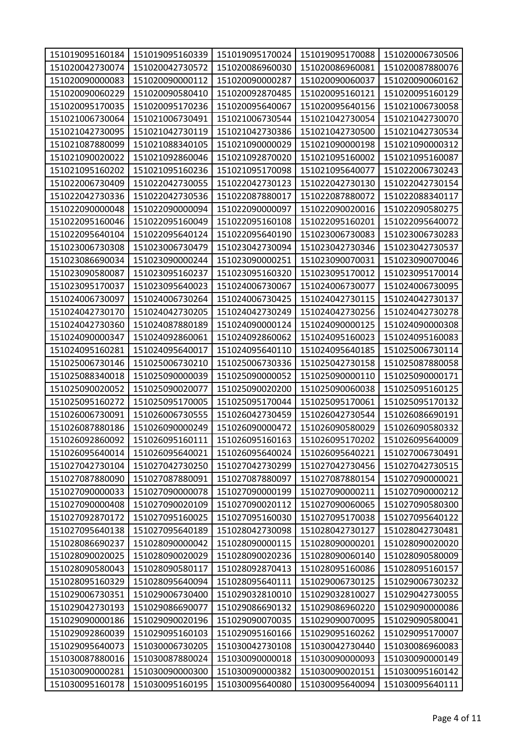| | | | | |
|---|---|---|---|---|
| 151019095160184 | 151019095160339 | 151019095170024 | 151019095170088 | 151020006730506 |
| 151020042730074 | 151020042730572 | 151020086960030 | 151020086960081 | 151020087880076 |
| 151020090000083 | 151020090000112 | 151020090000287 | 151020090060037 | 151020090060162 |
| 151020090060229 | 151020090580410 | 151020092870485 | 151020095160121 | 151020095160129 |
| 151020095170035 | 151020095170236 | 151020095640067 | 151020095640156 | 151021006730058 |
| 151021006730064 | 151021006730491 | 151021006730544 | 151021042730054 | 151021042730070 |
| 151021042730095 | 151021042730119 | 151021042730386 | 151021042730500 | 151021042730534 |
| 151021087880099 | 151021088340105 | 151021090000029 | 151021090000198 | 151021090000312 |
| 151021090020022 | 151021092860046 | 151021092870020 | 151021095160002 | 151021095160087 |
| 151021095160202 | 151021095160236 | 151021095170098 | 151021095640077 | 151022006730243 |
| 151022006730409 | 151022042730055 | 151022042730123 | 151022042730130 | 151022042730154 |
| 151022042730336 | 151022042730536 | 151022087880017 | 151022087880072 | 151022088340117 |
| 151022090000048 | 151022090000094 | 151022090000097 | 151022090020016 | 151022090580275 |
| 151022095160046 | 151022095160049 | 151022095160108 | 151022095160201 | 151022095640072 |
| 151022095640104 | 151022095640124 | 151022095640190 | 151023006730083 | 151023006730283 |
| 151023006730308 | 151023006730479 | 151023042730094 | 151023042730346 | 151023042730537 |
| 151023086690034 | 151023090000244 | 151023090000251 | 151023090070031 | 151023090070046 |
| 151023090580087 | 151023095160237 | 151023095160320 | 151023095170012 | 151023095170014 |
| 151023095170037 | 151023095640023 | 151024006730067 | 151024006730077 | 151024006730095 |
| 151024006730097 | 151024006730264 | 151024006730425 | 151024042730115 | 151024042730137 |
| 151024042730170 | 151024042730205 | 151024042730249 | 151024042730256 | 151024042730278 |
| 151024042730360 | 151024087880189 | 151024090000124 | 151024090000125 | 151024090000308 |
| 151024090000347 | 151024092860061 | 151024092860062 | 151024095160023 | 151024095160083 |
| 151024095160281 | 151024095640017 | 151024095640110 | 151024095640185 | 151025006730114 |
| 151025006730146 | 151025006730210 | 151025006730336 | 151025042730158 | 151025087880058 |
| 151025088340018 | 151025090000039 | 151025090000052 | 151025090000110 | 151025090000171 |
| 151025090020052 | 151025090020077 | 151025090020200 | 151025090060038 | 151025095160125 |
| 151025095160272 | 151025095170005 | 151025095170044 | 151025095170061 | 151025095170132 |
| 151026006730091 | 151026006730555 | 151026042730459 | 151026042730544 | 151026086690191 |
| 151026087880186 | 151026090000249 | 151026090000472 | 151026090580029 | 151026090580332 |
| 151026092860092 | 151026095160111 | 151026095160163 | 151026095170202 | 151026095640009 |
| 151026095640014 | 151026095640021 | 151026095640024 | 151026095640221 | 151027006730491 |
| 151027042730104 | 151027042730250 | 151027042730299 | 151027042730456 | 151027042730515 |
| 151027087880090 | 151027087880091 | 151027087880097 | 151027087880154 | 151027090000021 |
| 151027090000033 | 151027090000078 | 151027090000199 | 151027090000211 | 151027090000212 |
| 151027090000408 | 151027090020109 | 151027090020112 | 151027090060065 | 151027090580300 |
| 151027092870172 | 151027095160025 | 151027095160030 | 151027095170038 | 151027095640122 |
| 151027095640138 | 151027095640189 | 151028042730098 | 151028042730127 | 151028042730481 |
| 151028086690237 | 151028090000042 | 151028090000115 | 151028090000201 | 151028090020020 |
| 151028090020025 | 151028090020029 | 151028090020236 | 151028090060140 | 151028090580009 |
| 151028090580043 | 151028090580117 | 151028092870413 | 151028095160086 | 151028095160157 |
| 151028095160329 | 151028095640094 | 151028095640111 | 151029006730125 | 151029006730232 |
| 151029006730351 | 151029006730400 | 151029032810010 | 151029032810027 | 151029042730055 |
| 151029042730193 | 151029086690077 | 151029086690132 | 151029086960220 | 151029090000086 |
| 151029090000186 | 151029090020196 | 151029090070035 | 151029090070095 | 151029090580041 |
| 151029092860039 | 151029095160103 | 151029095160166 | 151029095160262 | 151029095170007 |
| 151029095640073 | 151030006730205 | 151030042730108 | 151030042730440 | 151030086960083 |
| 151030087880016 | 151030087880024 | 151030090000018 | 151030090000093 | 151030090000149 |
| 151030090000281 | 151030090000300 | 151030090000382 | 151030090020151 | 151030095160142 |
| 151030095160178 | 151030095160195 | 151030095640080 | 151030095640094 | 151030095640111 |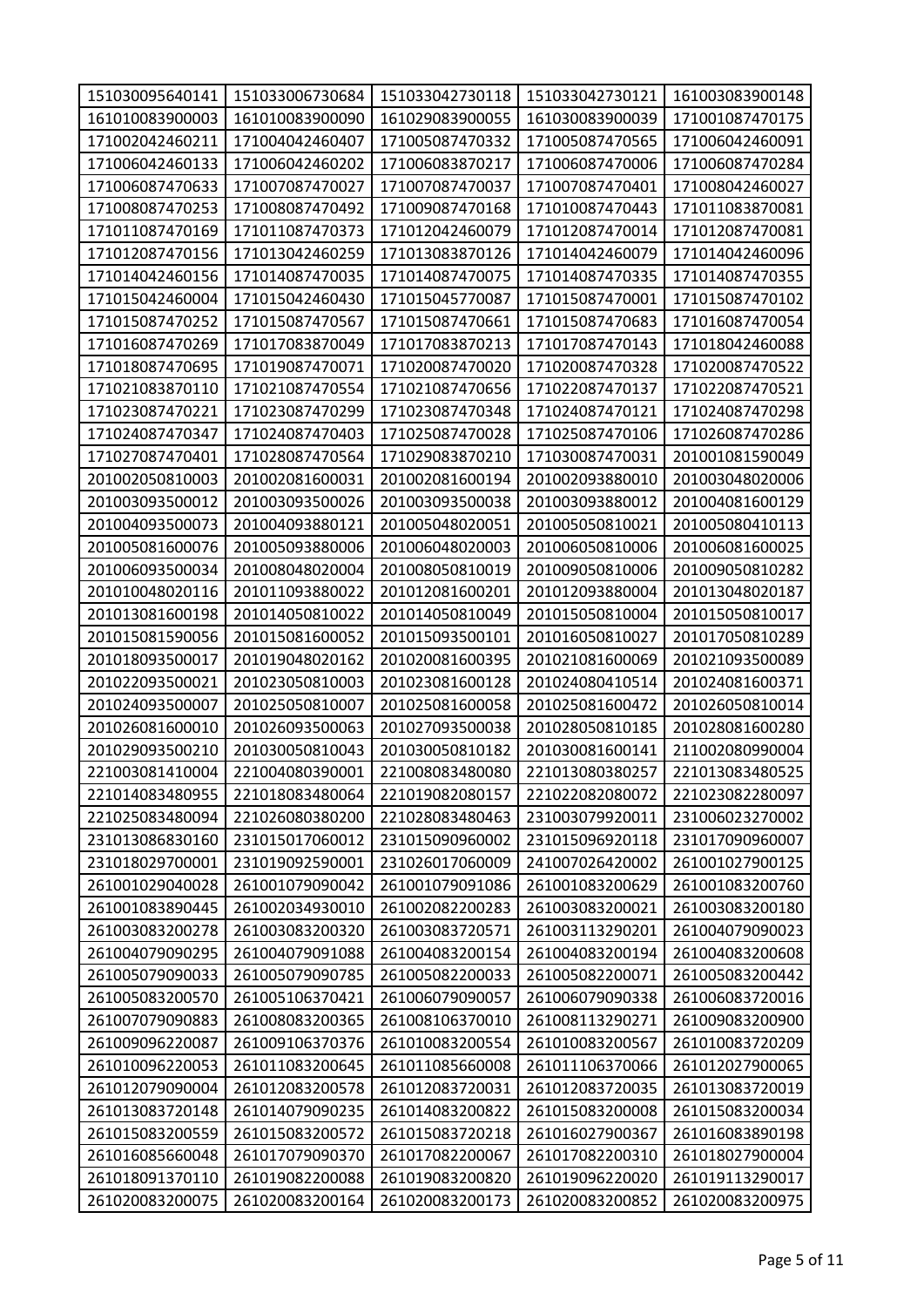| 151030095640141 | 151033006730684 | 151033042730118 | 151033042730121 | 161003083900148 |
|---|---|---|---|---|
| 161010083900003 | 161010083900090 | 161029083900055 | 161030083900039 | 171001087470175 |
| 171002042460211 | 171004042460407 | 171005087470332 | 171005087470565 | 171006042460091 |
| 171006042460133 | 171006042460202 | 171006083870217 | 171006087470006 | 171006087470284 |
| 171006087470633 | 171007087470027 | 171007087470037 | 171007087470401 | 171008042460027 |
| 171008087470253 | 171008087470492 | 171009087470168 | 171010087470443 | 171011083870081 |
| 171011087470169 | 171011087470373 | 171012042460079 | 171012087470014 | 171012087470081 |
| 171012087470156 | 171013042460259 | 171013083870126 | 171014042460079 | 171014042460096 |
| 171014042460156 | 171014087470035 | 171014087470075 | 171014087470335 | 171014087470355 |
| 171015042460004 | 171015042460430 | 171015045770087 | 171015087470001 | 171015087470102 |
| 171015087470252 | 171015087470567 | 171015087470661 | 171015087470683 | 171016087470054 |
| 171016087470269 | 171017083870049 | 171017083870213 | 171017087470143 | 171018042460088 |
| 171018087470695 | 171019087470071 | 171020087470020 | 171020087470328 | 171020087470522 |
| 171021083870110 | 171021087470554 | 171021087470656 | 171022087470137 | 171022087470521 |
| 171023087470221 | 171023087470299 | 171023087470348 | 171024087470121 | 171024087470298 |
| 171024087470347 | 171024087470403 | 171025087470028 | 171025087470106 | 171026087470286 |
| 171027087470401 | 171028087470564 | 171029083870210 | 171030087470031 | 201001081590049 |
| 201002050810003 | 201002081600031 | 201002081600194 | 201002093880010 | 201003048020006 |
| 201003093500012 | 201003093500026 | 201003093500038 | 201003093880012 | 201004081600129 |
| 201004093500073 | 201004093880121 | 201005048020051 | 201005050810021 | 201005080410113 |
| 201005081600076 | 201005093880006 | 201006048020003 | 201006050810006 | 201006081600025 |
| 201006093500034 | 201008048020004 | 201008050810019 | 201009050810006 | 201009050810282 |
| 201010048020116 | 201011093880022 | 201012081600201 | 201012093880004 | 201013048020187 |
| 201013081600198 | 201014050810022 | 201014050810049 | 201015050810004 | 201015050810017 |
| 201015081590056 | 201015081600052 | 201015093500101 | 201016050810027 | 201017050810289 |
| 201018093500017 | 201019048020162 | 201020081600395 | 201021081600069 | 201021093500089 |
| 201022093500021 | 201023050810003 | 201023081600128 | 201024080410514 | 201024081600371 |
| 201024093500007 | 201025050810007 | 201025081600058 | 201025081600472 | 201026050810014 |
| 201026081600010 | 201026093500063 | 201027093500038 | 201028050810185 | 201028081600280 |
| 201029093500210 | 201030050810043 | 201030050810182 | 201030081600141 | 211002080990004 |
| 221003081410004 | 221004080390001 | 221008083480080 | 221013080380257 | 221013083480525 |
| 221014083480955 | 221018083480064 | 221019082080157 | 221022082080072 | 221023082280097 |
| 221025083480094 | 221026080380200 | 221028083480463 | 231003079920011 | 231006023270002 |
| 231013086830160 | 231015017060012 | 231015090960002 | 231015096920118 | 231017090960007 |
| 231018029700001 | 231019092590001 | 231026017060009 | 241007026420002 | 261001027900125 |
| 261001029040028 | 261001079090042 | 261001079091086 | 261001083200629 | 261001083200760 |
| 261001083890445 | 261002034930010 | 261002082200283 | 261003083200021 | 261003083200180 |
| 261003083200278 | 261003083200320 | 261003083720571 | 261003113290201 | 261004079090023 |
| 261004079090295 | 261004079091088 | 261004083200154 | 261004083200194 | 261004083200608 |
| 261005079090033 | 261005079090785 | 261005082200033 | 261005082200071 | 261005083200442 |
| 261005083200570 | 261005106370421 | 261006079090057 | 261006079090338 | 261006083720016 |
| 261007079090883 | 261008083200365 | 261008106370010 | 261008113290271 | 261009083200900 |
| 261009096220087 | 261009106370376 | 261010083200554 | 261010083200567 | 261010083720209 |
| 261010096220053 | 261011083200645 | 261011085660008 | 261011106370066 | 261012027900065 |
| 261012079090004 | 261012083200578 | 261012083720031 | 261012083720035 | 261013083720019 |
| 261013083720148 | 261014079090235 | 261014083200822 | 261015083200008 | 261015083200034 |
| 261015083200559 | 261015083200572 | 261015083720218 | 261016027900367 | 261016083890198 |
| 261016085660048 | 261017079090370 | 261017082200067 | 261017082200310 | 261018027900004 |
| 261018091370110 | 261019082200088 | 261019083200820 | 261019096220020 | 261019113290017 |
| 261020083200075 | 261020083200164 | 261020083200173 | 261020083200852 | 261020083200975 |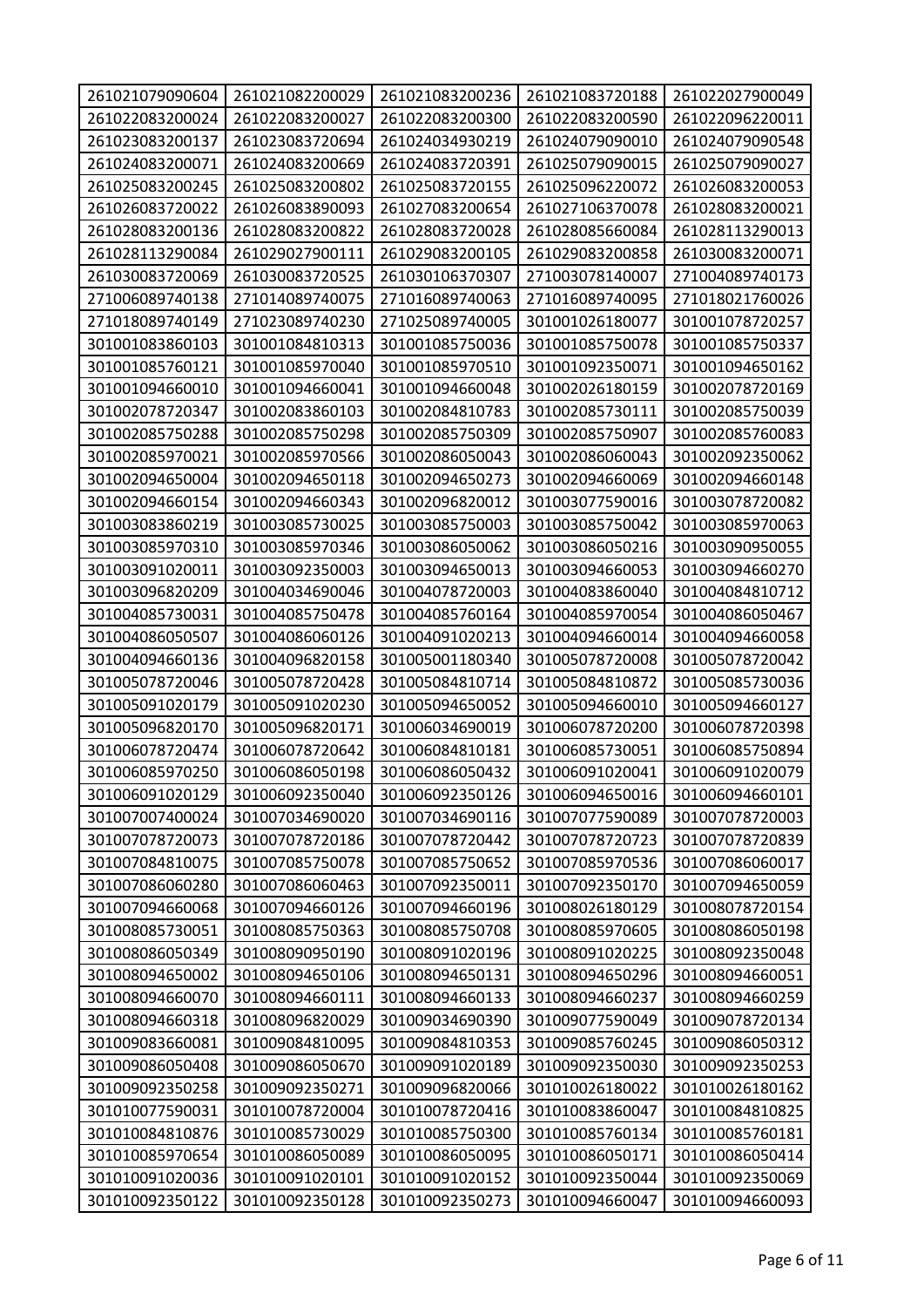| 261021079090604 | 261021082200029 | 261021083200236 | 261021083720188 | 261022027900049 |
|---|---|---|---|---|
| 261022083200024 | 261022083200027 | 261022083200300 | 261022083200590 | 261022096220011 |
| 261023083200137 | 261023083720694 | 261024034930219 | 261024079090010 | 261024079090548 |
| 261024083200071 | 261024083200669 | 261024083720391 | 261025079090015 | 261025079090027 |
| 261025083200245 | 261025083200802 | 261025083720155 | 261025096220072 | 261026083200053 |
| 261026083720022 | 261026083890093 | 261027083200654 | 261027106370078 | 261028083200021 |
| 261028083200136 | 261028083200822 | 261028083720028 | 261028085660084 | 261028113290013 |
| 261028113290084 | 261029027900111 | 261029083200105 | 261029083200858 | 261030083200071 |
| 261030083720069 | 261030083720525 | 261030106370307 | 271003078140007 | 271004089740173 |
| 271006089740138 | 271014089740075 | 271016089740063 | 271016089740095 | 271018021760026 |
| 271018089740149 | 271023089740230 | 271025089740005 | 301001026180077 | 301001078720257 |
| 301001083860103 | 301001084810313 | 301001085750036 | 301001085750078 | 301001085750337 |
| 301001085760121 | 301001085970040 | 301001085970510 | 301001092350071 | 301001094650162 |
| 301001094660010 | 301001094660041 | 301001094660048 | 301002026180159 | 301002078720169 |
| 301002078720347 | 301002083860103 | 301002084810783 | 301002085730111 | 301002085750039 |
| 301002085750288 | 301002085750298 | 301002085750309 | 301002085750907 | 301002085760083 |
| 301002085970021 | 301002085970566 | 301002086050043 | 301002086060043 | 301002092350062 |
| 301002094650004 | 301002094650118 | 301002094650273 | 301002094660069 | 301002094660148 |
| 301002094660154 | 301002094660343 | 301002096820012 | 301003077590016 | 301003078720082 |
| 301003083860219 | 301003085730025 | 301003085750003 | 301003085750042 | 301003085970063 |
| 301003085970310 | 301003085970346 | 301003086050062 | 301003086050216 | 301003090950055 |
| 301003091020011 | 301003092350003 | 301003094650013 | 301003094660053 | 301003094660270 |
| 301003096820209 | 301004034690046 | 301004078720003 | 301004083860040 | 301004084810712 |
| 301004085730031 | 301004085750478 | 301004085760164 | 301004085970054 | 301004086050467 |
| 301004086050507 | 301004086060126 | 301004091020213 | 301004094660014 | 301004094660058 |
| 301004094660136 | 301004096820158 | 301005001180340 | 301005078720008 | 301005078720042 |
| 301005078720046 | 301005078720428 | 301005084810714 | 301005084810872 | 301005085730036 |
| 301005091020179 | 301005091020230 | 301005094650052 | 301005094660010 | 301005094660127 |
| 301005096820170 | 301005096820171 | 301006034690019 | 301006078720200 | 301006078720398 |
| 301006078720474 | 301006078720642 | 301006084810181 | 301006085730051 | 301006085750894 |
| 301006085970250 | 301006086050198 | 301006086050432 | 301006091020041 | 301006091020079 |
| 301006091020129 | 301006092350040 | 301006092350126 | 301006094650016 | 301006094660101 |
| 301007007400024 | 301007034690020 | 301007034690116 | 301007077590089 | 301007078720003 |
| 301007078720073 | 301007078720186 | 301007078720442 | 301007078720723 | 301007078720839 |
| 301007084810075 | 301007085750078 | 301007085750652 | 301007085970536 | 301007086060017 |
| 301007086060280 | 301007086060463 | 301007092350011 | 301007092350170 | 301007094650059 |
| 301007094660068 | 301007094660126 | 301007094660196 | 301008026180129 | 301008078720154 |
| 301008085730051 | 301008085750363 | 301008085750708 | 301008085970605 | 301008086050198 |
| 301008086050349 | 301008090950190 | 301008091020196 | 301008091020225 | 301008092350048 |
| 301008094650002 | 301008094650106 | 301008094650131 | 301008094650296 | 301008094660051 |
| 301008094660070 | 301008094660111 | 301008094660133 | 301008094660237 | 301008094660259 |
| 301008094660318 | 301008096820029 | 301009034690390 | 301009077590049 | 301009078720134 |
| 301009083660081 | 301009084810095 | 301009084810353 | 301009085760245 | 301009086050312 |
| 301009086050408 | 301009086050670 | 301009091020189 | 301009092350030 | 301009092350253 |
| 301009092350258 | 301009092350271 | 301009096820066 | 301010026180022 | 301010026180162 |
| 301010077590031 | 301010078720004 | 301010078720416 | 301010083860047 | 301010084810825 |
| 301010084810876 | 301010085730029 | 301010085750300 | 301010085760134 | 301010085760181 |
| 301010085970654 | 301010086050089 | 301010086050095 | 301010086050171 | 301010086050414 |
| 301010091020036 | 301010091020101 | 301010091020152 | 301010092350044 | 301010092350069 |
| 301010092350122 | 301010092350128 | 301010092350273 | 301010094660047 | 301010094660093 |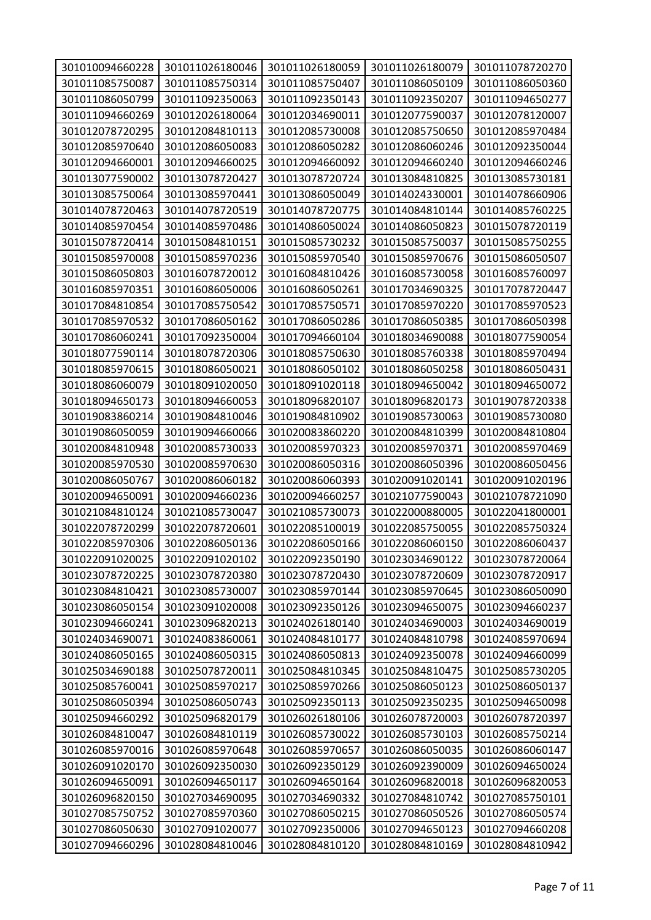| 301010094660228 | 301011026180046 | 301011026180059 | 301011026180079 | 301011078720270 |
|---|---|---|---|---|
| 301011085750087 | 301011085750314 | 301011085750407 | 301011086050109 | 301011086050360 |
| 301011086050799 | 301011092350063 | 301011092350143 | 301011092350207 | 301011094650277 |
| 301011094660269 | 301012026180064 | 301012034690011 | 301012077590037 | 301012078120007 |
| 301012078720295 | 301012084810113 | 301012085730008 | 301012085750650 | 301012085970484 |
| 301012085970640 | 301012086050083 | 301012086050282 | 301012086060246 | 301012092350044 |
| 301012094660001 | 301012094660025 | 301012094660092 | 301012094660240 | 301012094660246 |
| 301013077590002 | 301013078720427 | 301013078720724 | 301013084810825 | 301013085730181 |
| 301013085750064 | 301013085970441 | 301013086050049 | 301014024330001 | 301014078660906 |
| 301014078720463 | 301014078720519 | 301014078720775 | 301014084810144 | 301014085760225 |
| 301014085970454 | 301014085970486 | 301014086050024 | 301014086050823 | 301015078720119 |
| 301015078720414 | 301015084810151 | 301015085730232 | 301015085750037 | 301015085750255 |
| 301015085970008 | 301015085970236 | 301015085970540 | 301015085970676 | 301015086050507 |
| 301015086050803 | 301016078720012 | 301016084810426 | 301016085730058 | 301016085760097 |
| 301016085970351 | 301016086050006 | 301016086050261 | 301017034690325 | 301017078720447 |
| 301017084810854 | 301017085750542 | 301017085750571 | 301017085970220 | 301017085970523 |
| 301017085970532 | 301017086050162 | 301017086050286 | 301017086050385 | 301017086050398 |
| 301017086060241 | 301017092350004 | 301017094660104 | 301018034690088 | 301018077590054 |
| 301018077590114 | 301018078720306 | 301018085750630 | 301018085760338 | 301018085970494 |
| 301018085970615 | 301018086050021 | 301018086050102 | 301018086050258 | 301018086050431 |
| 301018086060079 | 301018091020050 | 301018091020118 | 301018094650042 | 301018094650072 |
| 301018094650173 | 301018094660053 | 301018096820107 | 301018096820173 | 301019078720338 |
| 301019083860214 | 301019084810046 | 301019084810902 | 301019085730063 | 301019085730080 |
| 301019086050059 | 301019094660066 | 301020083860220 | 301020084810399 | 301020084810804 |
| 301020084810948 | 301020085730033 | 301020085970323 | 301020085970371 | 301020085970469 |
| 301020085970530 | 301020085970630 | 301020086050316 | 301020086050396 | 301020086050456 |
| 301020086050767 | 301020086060182 | 301020086060393 | 301020091020141 | 301020091020196 |
| 301020094650091 | 301020094660236 | 301020094660257 | 301021077590043 | 301021078721090 |
| 301021084810124 | 301021085730047 | 301021085730073 | 301022000880005 | 301022041800001 |
| 301022078720299 | 301022078720601 | 301022085100019 | 301022085750055 | 301022085750324 |
| 301022085970306 | 301022086050136 | 301022086050166 | 301022086060150 | 301022086060437 |
| 301022091020025 | 301022091020102 | 301022092350190 | 301023034690122 | 301023078720064 |
| 301023078720225 | 301023078720380 | 301023078720430 | 301023078720609 | 301023078720917 |
| 301023084810421 | 301023085730007 | 301023085970144 | 301023085970645 | 301023086050090 |
| 301023086050154 | 301023091020008 | 301023092350126 | 301023094650075 | 301023094660237 |
| 301023094660241 | 301023096820213 | 301024026180140 | 301024034690003 | 301024034690019 |
| 301024034690071 | 301024083860061 | 301024084810177 | 301024084810798 | 301024085970694 |
| 301024086050165 | 301024086050315 | 301024086050813 | 301024092350078 | 301024094660099 |
| 301025034690188 | 301025078720011 | 301025084810345 | 301025084810475 | 301025085730205 |
| 301025085760041 | 301025085970217 | 301025085970266 | 301025086050123 | 301025086050137 |
| 301025086050394 | 301025086050743 | 301025092350113 | 301025092350235 | 301025094650098 |
| 301025094660292 | 301025096820179 | 301026026180106 | 301026078720003 | 301026078720397 |
| 301026084810047 | 301026084810119 | 301026085730022 | 301026085730103 | 301026085750214 |
| 301026085970016 | 301026085970648 | 301026085970657 | 301026086050035 | 301026086060147 |
| 301026091020170 | 301026092350030 | 301026092350129 | 301026092390009 | 301026094650024 |
| 301026094650091 | 301026094650117 | 301026094650164 | 301026096820018 | 301026096820053 |
| 301026096820150 | 301027034690095 | 301027034690332 | 301027084810742 | 301027085750101 |
| 301027085750752 | 301027085970360 | 301027086050215 | 301027086050526 | 301027086050574 |
| 301027086050630 | 301027091020077 | 301027092350006 | 301027094650123 | 301027094660208 |
| 301027094660296 | 301028084810046 | 301028084810120 | 301028084810169 | 301028084810942 |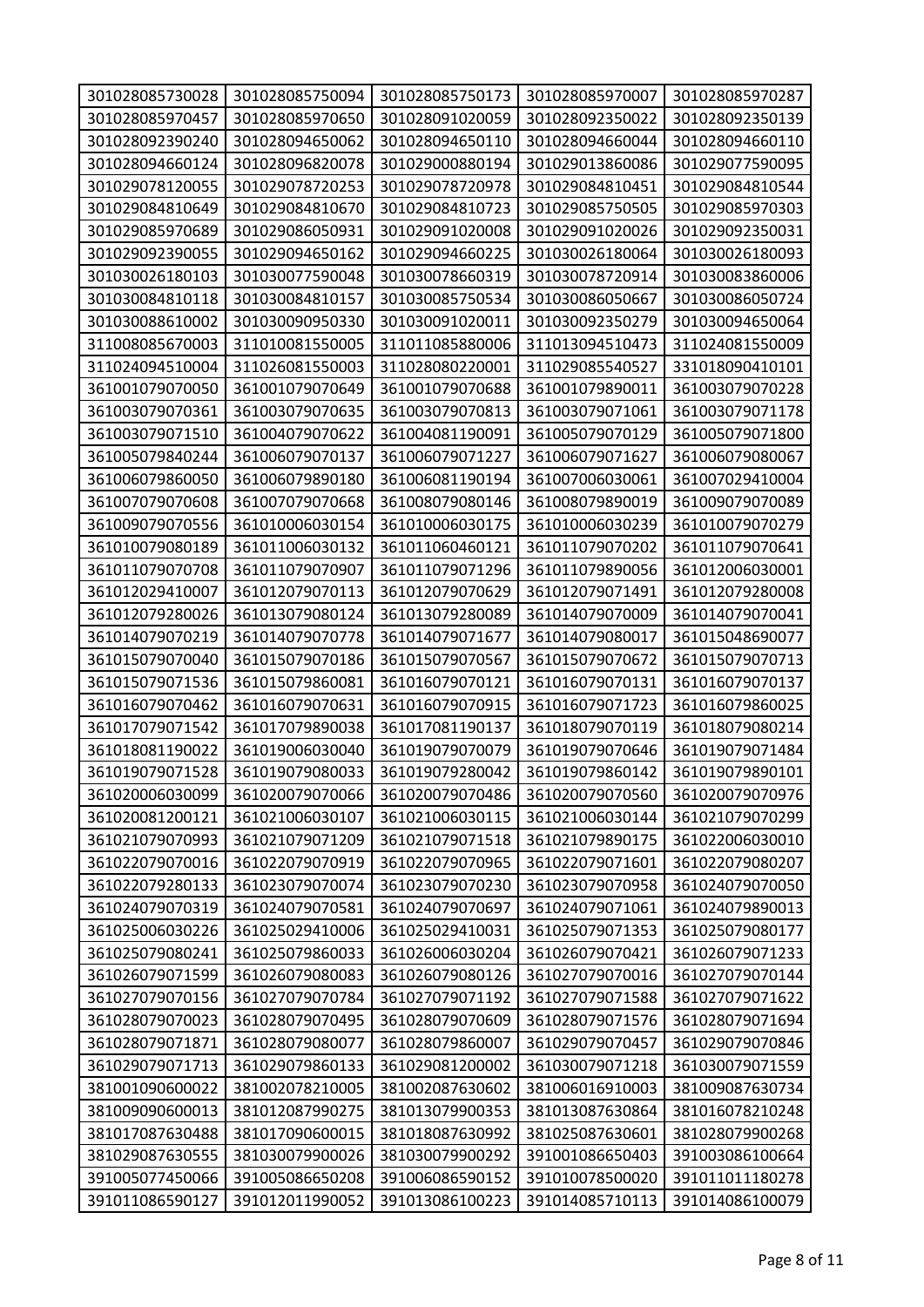| 301028085730028 | 301028085750094 | 301028085750173 | 301028085970007 | 301028085970287 |
|---|---|---|---|---|
| 301028085970457 | 301028085970650 | 301028091020059 | 301028092350022 | 301028092350139 |
| 301028092390240 | 301028094650062 | 301028094650110 | 301028094660044 | 301028094660110 |
| 301028094660124 | 301028096820078 | 301029000880194 | 301029013860086 | 301029077590095 |
| 301029078120055 | 301029078720253 | 301029078720978 | 301029084810451 | 301029084810544 |
| 301029084810649 | 301029084810670 | 301029084810723 | 301029085750505 | 301029085970303 |
| 301029085970689 | 301029086050931 | 301029091020008 | 301029091020026 | 301029092350031 |
| 301029092390055 | 301029094650162 | 301029094660225 | 301030026180064 | 301030026180093 |
| 301030026180103 | 301030077590048 | 301030078660319 | 301030078720914 | 301030083860006 |
| 301030084810118 | 301030084810157 | 301030085750534 | 301030086050667 | 301030086050724 |
| 301030088610002 | 301030090950330 | 301030091020011 | 301030092350279 | 301030094650064 |
| 311008085670003 | 311010081550005 | 311011085880006 | 311013094510473 | 311024081550009 |
| 311024094510004 | 311026081550003 | 311028080220001 | 311029085540527 | 331018090410101 |
| 361001079070050 | 361001079070649 | 361001079070688 | 361001079890011 | 361003079070228 |
| 361003079070361 | 361003079070635 | 361003079070813 | 361003079071061 | 361003079071178 |
| 361003079071510 | 361004079070622 | 361004081190091 | 361005079070129 | 361005079071800 |
| 361005079840244 | 361006079070137 | 361006079071227 | 361006079071627 | 361006079080067 |
| 361006079860050 | 361006079890180 | 361006081190194 | 361007006030061 | 361007029410004 |
| 361007079070608 | 361007079070668 | 361008079080146 | 361008079890019 | 361009079070089 |
| 361009079070556 | 361010006030154 | 361010006030175 | 361010006030239 | 361010079070279 |
| 361010079080189 | 361011006030132 | 361011060460121 | 361011079070202 | 361011079070641 |
| 361011079070708 | 361011079070907 | 361011079071296 | 361011079890056 | 361012006030001 |
| 361012029410007 | 361012079070113 | 361012079070629 | 361012079071491 | 361012079280008 |
| 361012079280026 | 361013079080124 | 361013079280089 | 361014079070009 | 361014079070041 |
| 361014079070219 | 361014079070778 | 361014079071677 | 361014079080017 | 361015048690077 |
| 361015079070040 | 361015079070186 | 361015079070567 | 361015079070672 | 361015079070713 |
| 361015079071536 | 361015079860081 | 361016079070121 | 361016079070131 | 361016079070137 |
| 361016079070462 | 361016079070631 | 361016079070915 | 361016079071723 | 361016079860025 |
| 361017079071542 | 361017079890038 | 361017081190137 | 361018079070119 | 361018079080214 |
| 361018081190022 | 361019006030040 | 361019079070079 | 361019079070646 | 361019079071484 |
| 361019079071528 | 361019079080033 | 361019079280042 | 361019079860142 | 361019079890101 |
| 361020006030099 | 361020079070066 | 361020079070486 | 361020079070560 | 361020079070976 |
| 361020081200121 | 361021006030107 | 361021006030115 | 361021006030144 | 361021079070299 |
| 361021079070993 | 361021079071209 | 361021079071518 | 361021079890175 | 361022006030010 |
| 361022079070016 | 361022079070919 | 361022079070965 | 361022079071601 | 361022079080207 |
| 361022079280133 | 361023079070074 | 361023079070230 | 361023079070958 | 361024079070050 |
| 361024079070319 | 361024079070581 | 361024079070697 | 361024079071061 | 361024079890013 |
| 361025006030226 | 361025029410006 | 361025029410031 | 361025079071353 | 361025079080177 |
| 361025079080241 | 361025079860033 | 361026006030204 | 361026079070421 | 361026079071233 |
| 361026079071599 | 361026079080083 | 361026079080126 | 361027079070016 | 361027079070144 |
| 361027079070156 | 361027079070784 | 361027079071192 | 361027079071588 | 361027079071622 |
| 361028079070023 | 361028079070495 | 361028079070609 | 361028079071576 | 361028079071694 |
| 361028079071871 | 361028079080077 | 361028079860007 | 361029079070457 | 361029079070846 |
| 361029079071713 | 361029079860133 | 361029081200002 | 361030079071218 | 361030079071559 |
| 381001090600022 | 381002078210005 | 381002087630602 | 381006016910003 | 381009087630734 |
| 381009090600013 | 381012087990275 | 381013079900353 | 381013087630864 | 381016078210248 |
| 381017087630488 | 381017090600015 | 381018087630992 | 381025087630601 | 381028079900268 |
| 381029087630555 | 381030079900026 | 381030079900292 | 391001086650403 | 391003086100664 |
| 391005077450066 | 391005086650208 | 391006086590152 | 391010078500020 | 391011011180278 |
| 391011086590127 | 391012011990052 | 391013086100223 | 391014085710113 | 391014086100079 |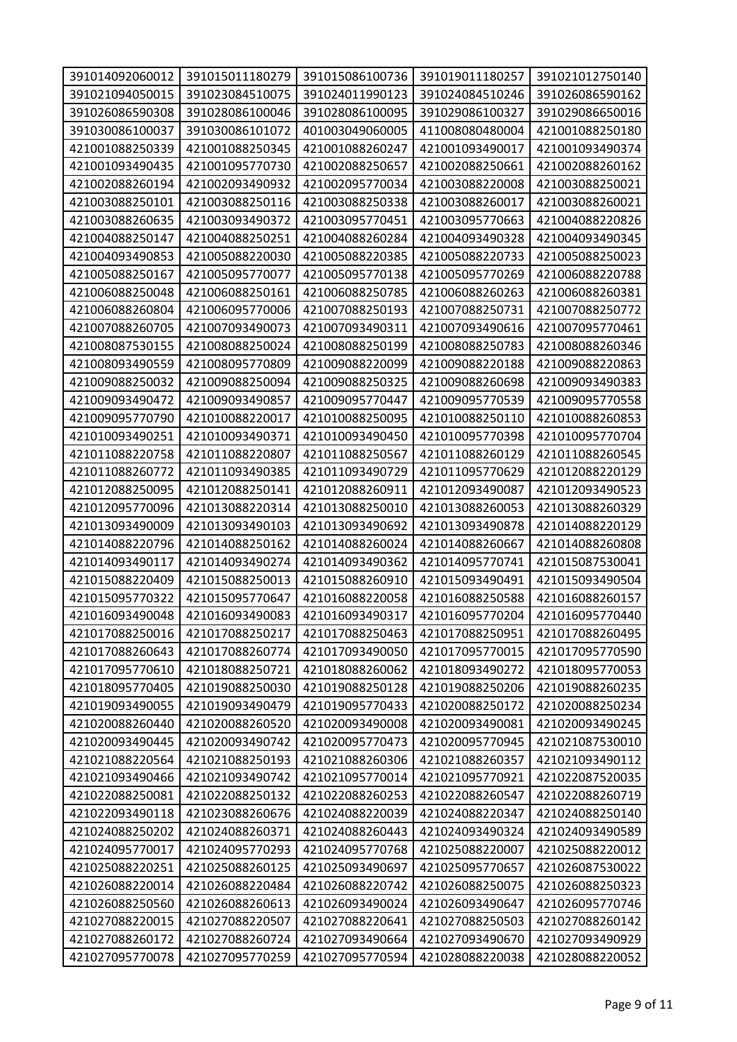| | | | | |
|---|---|---|---|---|
| 391014092060012 | 391015011180279 | 391015086100736 | 391019011180257 | 391021012750140 |
| 391021094050015 | 391023084510075 | 391024011990123 | 391024084510246 | 391026086590162 |
| 391026086590308 | 391028086100046 | 391028086100095 | 391029086100327 | 391029086650016 |
| 391030086100037 | 391030086101072 | 401003049060005 | 411008080480004 | 421001088250180 |
| 421001088250339 | 421001088250345 | 421001088260247 | 421001093490017 | 421001093490374 |
| 421001093490435 | 421001095770730 | 421002088250657 | 421002088250661 | 421002088260162 |
| 421002088260194 | 421002093490932 | 421002095770034 | 421003088220008 | 421003088250021 |
| 421003088250101 | 421003088250116 | 421003088250338 | 421003088260017 | 421003088260021 |
| 421003088260635 | 421003093490372 | 421003095770451 | 421003095770663 | 421004088220826 |
| 421004088250147 | 421004088250251 | 421004088260284 | 421004093490328 | 421004093490345 |
| 421004093490853 | 421005088220030 | 421005088220385 | 421005088220733 | 421005088250023 |
| 421005088250167 | 421005095770077 | 421005095770138 | 421005095770269 | 421006088220788 |
| 421006088250048 | 421006088250161 | 421006088250785 | 421006088260263 | 421006088260381 |
| 421006088260804 | 421006095770006 | 421007088250193 | 421007088250731 | 421007088250772 |
| 421007088260705 | 421007093490073 | 421007093490311 | 421007093490616 | 421007095770461 |
| 421008087530155 | 421008088250024 | 421008088250199 | 421008088250783 | 421008088260346 |
| 421008093490559 | 421008095770809 | 421009088220099 | 421009088220188 | 421009088220863 |
| 421009088250032 | 421009088250094 | 421009088250325 | 421009088260698 | 421009093490383 |
| 421009093490472 | 421009093490857 | 421009095770447 | 421009095770539 | 421009095770558 |
| 421009095770790 | 421010088220017 | 421010088250095 | 421010088250110 | 421010088260853 |
| 421010093490251 | 421010093490371 | 421010093490450 | 421010095770398 | 421010095770704 |
| 421011088220758 | 421011088220807 | 421011088250567 | 421011088260129 | 421011088260545 |
| 421011088260772 | 421011093490385 | 421011093490729 | 421011095770629 | 421012088220129 |
| 421012088250095 | 421012088250141 | 421012088260911 | 421012093490087 | 421012093490523 |
| 421012095770096 | 421013088220314 | 421013088250010 | 421013088260053 | 421013088260329 |
| 421013093490009 | 421013093490103 | 421013093490692 | 421013093490878 | 421014088220129 |
| 421014088220796 | 421014088250162 | 421014088260024 | 421014088260667 | 421014088260808 |
| 421014093490117 | 421014093490274 | 421014093490362 | 421014095770741 | 421015087530041 |
| 421015088220409 | 421015088250013 | 421015088260910 | 421015093490491 | 421015093490504 |
| 421015095770322 | 421015095770647 | 421016088220058 | 421016088250588 | 421016088260157 |
| 421016093490048 | 421016093490083 | 421016093490317 | 421016095770204 | 421016095770440 |
| 421017088250016 | 421017088250217 | 421017088250463 | 421017088250951 | 421017088260495 |
| 421017088260643 | 421017088260774 | 421017093490050 | 421017095770015 | 421017095770590 |
| 421017095770610 | 421018088250721 | 421018088260062 | 421018093490272 | 421018095770053 |
| 421018095770405 | 421019088250030 | 421019088250128 | 421019088250206 | 421019088260235 |
| 421019093490055 | 421019093490479 | 421019095770433 | 421020088250172 | 421020088250234 |
| 421020088260440 | 421020088260520 | 421020093490008 | 421020093490081 | 421020093490245 |
| 421020093490445 | 421020093490742 | 421020095770473 | 421020095770945 | 421021087530010 |
| 421021088220564 | 421021088250193 | 421021088260306 | 421021088260357 | 421021093490112 |
| 421021093490466 | 421021093490742 | 421021095770014 | 421021095770921 | 421022087520035 |
| 421022088250081 | 421022088250132 | 421022088260253 | 421022088260547 | 421022088260719 |
| 421022093490118 | 421023088260676 | 421024088220039 | 421024088220347 | 421024088250140 |
| 421024088250202 | 421024088260371 | 421024088260443 | 421024093490324 | 421024093490589 |
| 421024095770017 | 421024095770293 | 421024095770768 | 421025088220007 | 421025088220012 |
| 421025088220251 | 421025088260125 | 421025093490697 | 421025095770657 | 421026087530022 |
| 421026088220014 | 421026088220484 | 421026088220742 | 421026088250075 | 421026088250323 |
| 421026088250560 | 421026088260613 | 421026093490024 | 421026093490647 | 421026095770746 |
| 421027088220015 | 421027088220507 | 421027088220641 | 421027088250503 | 421027088260142 |
| 421027088260172 | 421027088260724 | 421027093490664 | 421027093490670 | 421027093490929 |
| 421027095770078 | 421027095770259 | 421027095770594 | 421028088220038 | 421028088220052 |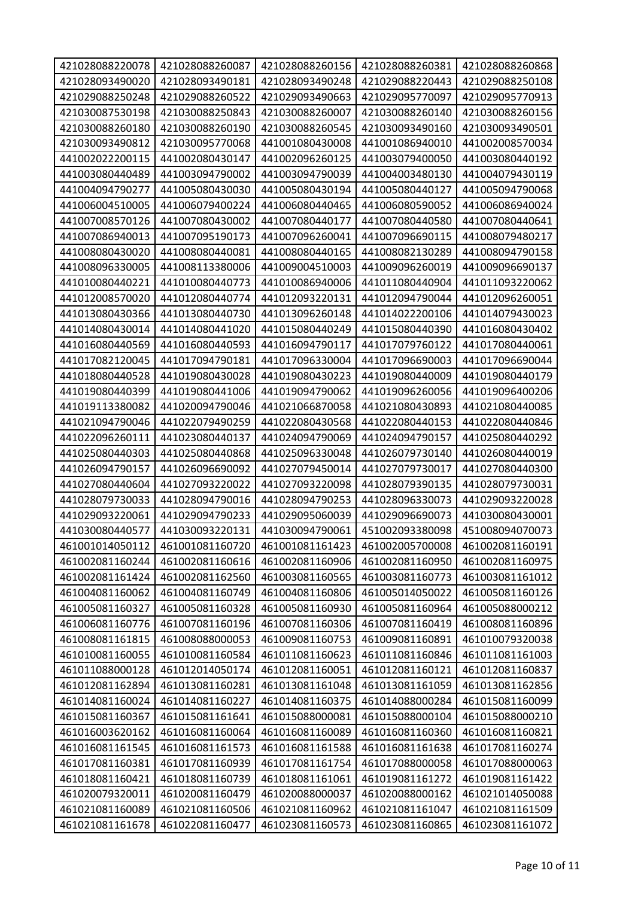| 421028088220078 | 421028088260087 | 421028088260156 | 421028088260381 | 421028088260868 |
|---|---|---|---|---|
| 421028093490020 | 421028093490181 | 421028093490248 | 421029088220443 | 421029088250108 |
| 421029088250248 | 421029088260522 | 421029093490663 | 421029095770097 | 421029095770913 |
| 421030087530198 | 421030088250843 | 421030088260007 | 421030088260140 | 421030088260156 |
| 421030088260180 | 421030088260190 | 421030088260545 | 421030093490160 | 421030093490501 |
| 421030093490812 | 421030095770068 | 441001080430008 | 441001086940010 | 441002008570034 |
| 441002022200115 | 441002080430147 | 441002096260125 | 441003079400050 | 441003080440192 |
| 441003080440489 | 441003094790002 | 441003094790039 | 441004003480130 | 441004079430119 |
| 441004094790277 | 441005080430030 | 441005080430194 | 441005080440127 | 441005094790068 |
| 441006004510005 | 441006079400224 | 441006080440465 | 441006080590052 | 441006086940024 |
| 441007008570126 | 441007080430002 | 441007080440177 | 441007080440580 | 441007080440641 |
| 441007086940013 | 441007095190173 | 441007096260041 | 441007096690115 | 441008079480217 |
| 441008080430020 | 441008080440081 | 441008080440165 | 441008082130289 | 441008094790158 |
| 441008096330005 | 441008113380006 | 441009004510003 | 441009096260019 | 441009096690137 |
| 441010080440221 | 441010080440773 | 441010086940006 | 441011080440904 | 441011093220062 |
| 441012008570020 | 441012080440774 | 441012093220131 | 441012094790044 | 441012096260051 |
| 441013080430366 | 441013080440730 | 441013096260148 | 441014022200106 | 441014079430023 |
| 441014080430014 | 441014080441020 | 441015080440249 | 441015080440390 | 441016080430402 |
| 441016080440569 | 441016080440593 | 441016094790117 | 441017079760122 | 441017080440061 |
| 441017082120045 | 441017094790181 | 441017096330004 | 441017096690003 | 441017096690044 |
| 441018080440528 | 441019080430028 | 441019080430223 | 441019080440009 | 441019080440179 |
| 441019080440399 | 441019080441006 | 441019094790062 | 441019096260056 | 441019096400206 |
| 441019113380082 | 441020094790046 | 441021066870058 | 441021080430893 | 441021080440085 |
| 441021094790046 | 441022079490259 | 441022080430568 | 441022080440153 | 441022080440846 |
| 441022096260111 | 441023080440137 | 441024094790069 | 441024094790157 | 441025080440292 |
| 441025080440303 | 441025080440868 | 441025096330048 | 441026079730140 | 441026080440019 |
| 441026094790157 | 441026096690092 | 441027079450014 | 441027079730017 | 441027080440300 |
| 441027080440604 | 441027093220022 | 441027093220098 | 441028079390135 | 441028079730031 |
| 441028079730033 | 441028094790016 | 441028094790253 | 441028096330073 | 441029093220028 |
| 441029093220061 | 441029094790233 | 441029095060039 | 441029096690073 | 441030080430001 |
| 441030080440577 | 441030093220131 | 441030094790061 | 451002093380098 | 451008094070073 |
| 461001014050112 | 461001081160720 | 461001081161423 | 461002005700008 | 461002081160191 |
| 461002081160244 | 461002081160616 | 461002081160906 | 461002081160950 | 461002081160975 |
| 461002081161424 | 461002081162560 | 461003081160565 | 461003081160773 | 461003081161012 |
| 461004081160062 | 461004081160749 | 461004081160806 | 461005014050022 | 461005081160126 |
| 461005081160327 | 461005081160328 | 461005081160930 | 461005081160964 | 461005088000212 |
| 461006081160776 | 461007081160196 | 461007081160306 | 461007081160419 | 461008081160896 |
| 461008081161815 | 461008088000053 | 461009081160753 | 461009081160891 | 461010079320038 |
| 461010081160055 | 461010081160584 | 461011081160623 | 461011081160846 | 461011081161003 |
| 461011088000128 | 461012014050174 | 461012081160051 | 461012081160121 | 461012081160837 |
| 461012081162894 | 461013081160281 | 461013081161048 | 461013081161059 | 461013081162856 |
| 461014081160024 | 461014081160227 | 461014081160375 | 461014088000284 | 461015081160099 |
| 461015081160367 | 461015081161641 | 461015088000081 | 461015088000104 | 461015088000210 |
| 461016003620162 | 461016081160064 | 461016081160089 | 461016081160360 | 461016081160821 |
| 461016081161545 | 461016081161573 | 461016081161588 | 461016081161638 | 461017081160274 |
| 461017081160381 | 461017081160939 | 461017081161754 | 461017088000058 | 461017088000063 |
| 461018081160421 | 461018081160739 | 461018081161061 | 461019081161272 | 461019081161422 |
| 461020079320011 | 461020081160479 | 461020088000037 | 461020088000162 | 461021014050088 |
| 461021081160089 | 461021081160506 | 461021081160962 | 461021081161047 | 461021081161509 |
| 461021081161678 | 461022081160477 | 461023081160573 | 461023081160865 | 461023081161072 |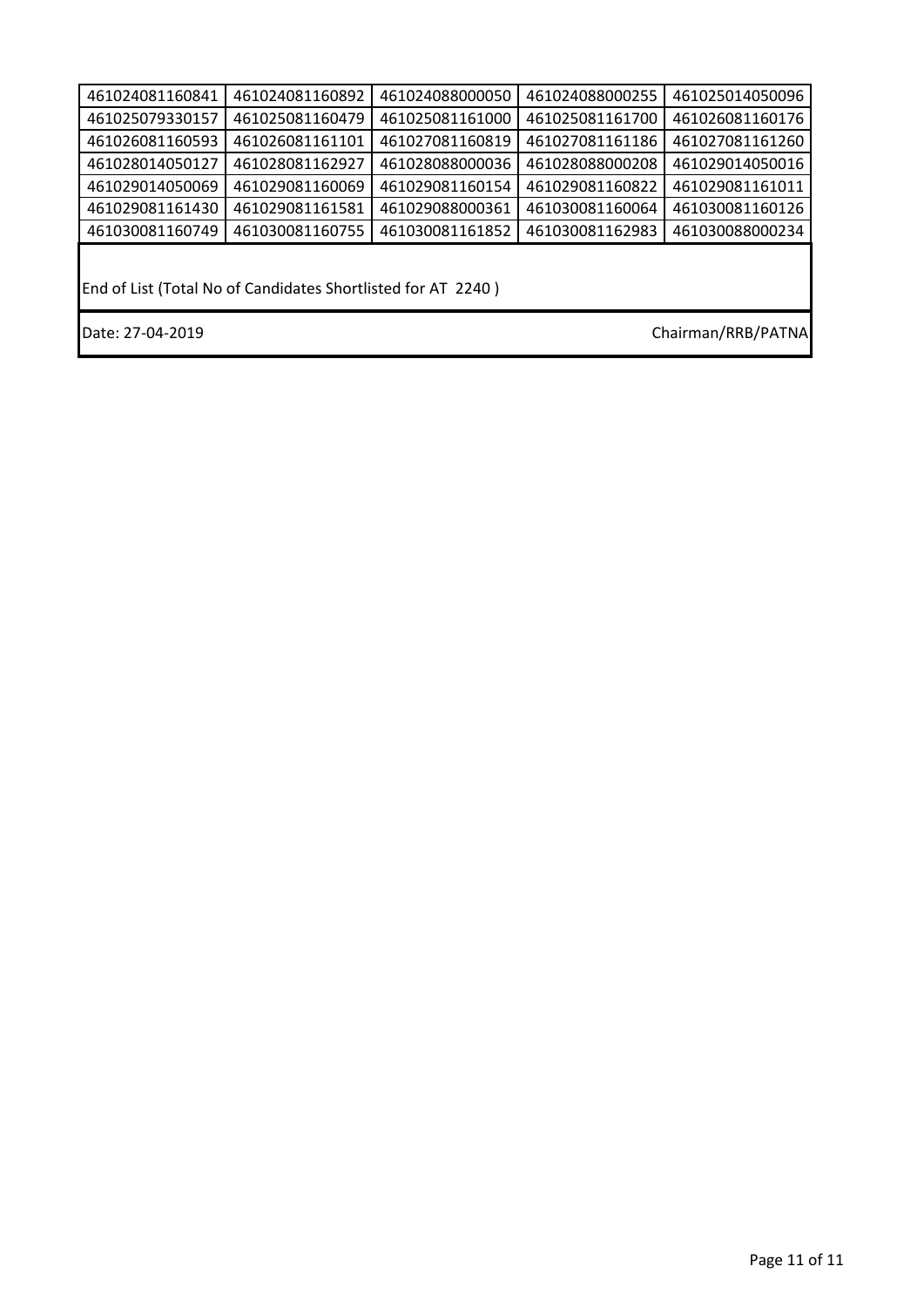| | | | | |
|---|---|---|---|---|
| 461024081160841 | 461024081160892 | 461024088000050 | 461024088000255 | 461025014050096 |
| 461025079330157 | 461025081160479 | 461025081161000 | 461025081161700 | 461026081160176 |
| 461026081160593 | 461026081161101 | 461027081160819 | 461027081161186 | 461027081161260 |
| 461028014050127 | 461028081162927 | 461028088000036 | 461028088000208 | 461029014050016 |
| 461029014050069 | 461029081160069 | 461029081160154 | 461029081160822 | 461029081161011 |
| 461029081161430 | 461029081161581 | 461029088000361 | 461030081160064 | 461030081160126 |
| 461030081160749 | 461030081160755 | 461030081161852 | 461030081162983 | 461030088000234 |

End of List (Total No of Candidates Shortlisted for AT 2240 )

Date: 27-04-2019

Chairman/RRB/PATNA